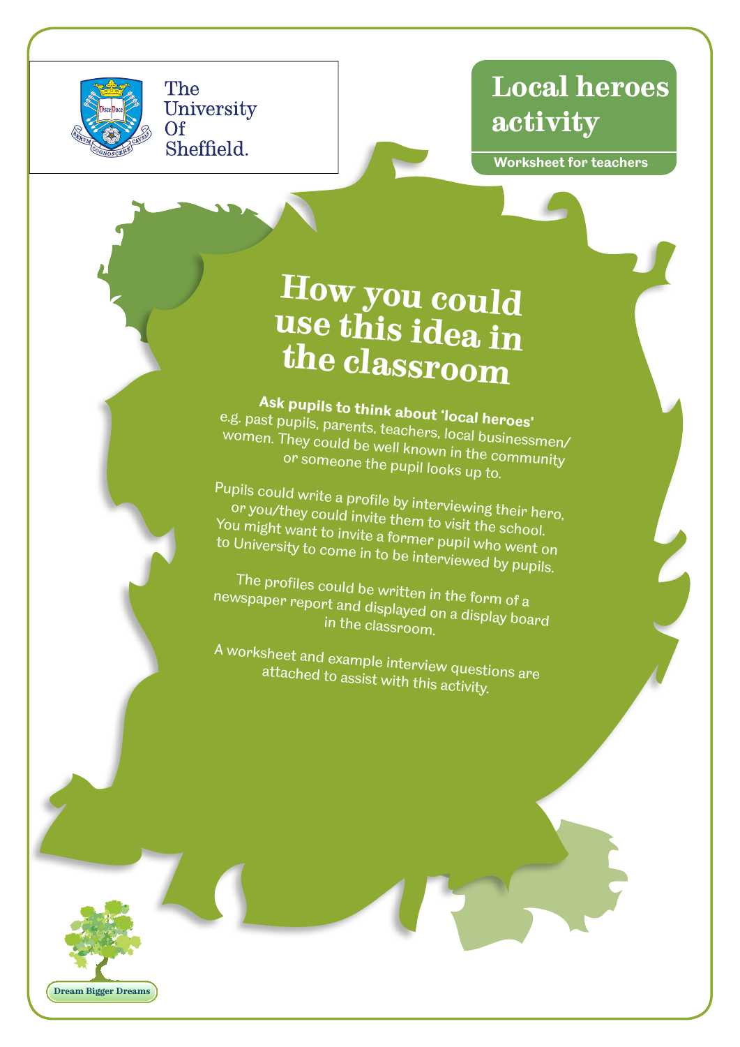The University Of Sheffield.

# Local heroes activity

**Worksheet for teachers**

## How you could use this idea in the classroom

**Ask pupils to think about 'local heroes'** e.g. past pupils, parents, teachers, local businessmen/women. They could be well known in the community or someone the pupil looks up to.

Pupils could write a profile by interviewing their hero, or you/they could invite them to visit the school. You might want to invite a former pupil who went on to University to come in to be interviewed by pupils.

The profiles could be written in the form of a newspaper report and displayed on a display board in the classroom.

A worksheet and example interview questions are attached to assist with this activity.

Dream Bigger Dreams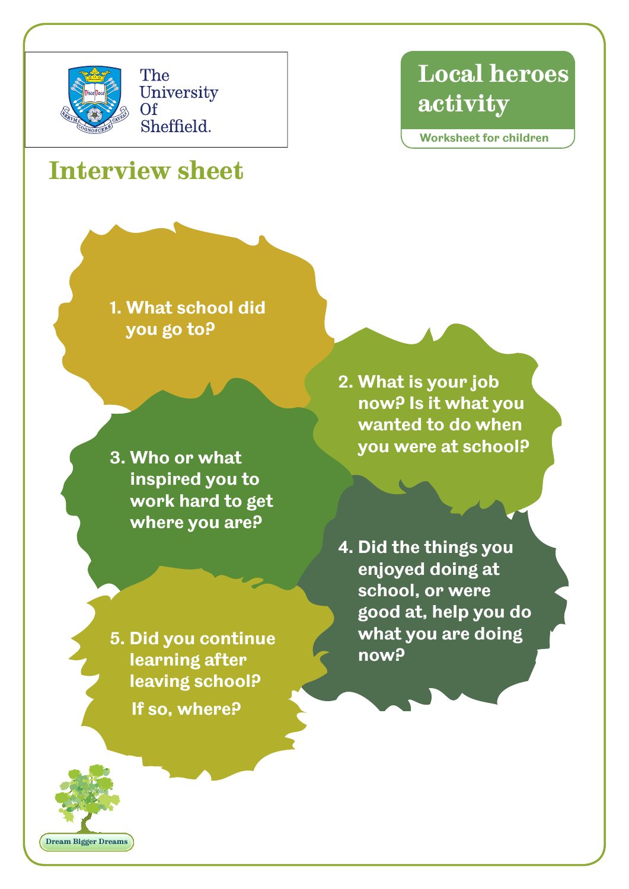The University Of Sheffield.

# Local heroes activity

Worksheet for children

## Interview sheet

1. What school did you go to?

2. What is your job now? Is it what you wanted to do when you were at school?

3. Who or what inspired you to work hard to get where you are?

4. Did the things you enjoyed doing at school, or were good at, help you do what you are doing now?

5. Did you continue learning after leaving school?
   If so, where?

Dream Bigger Dreams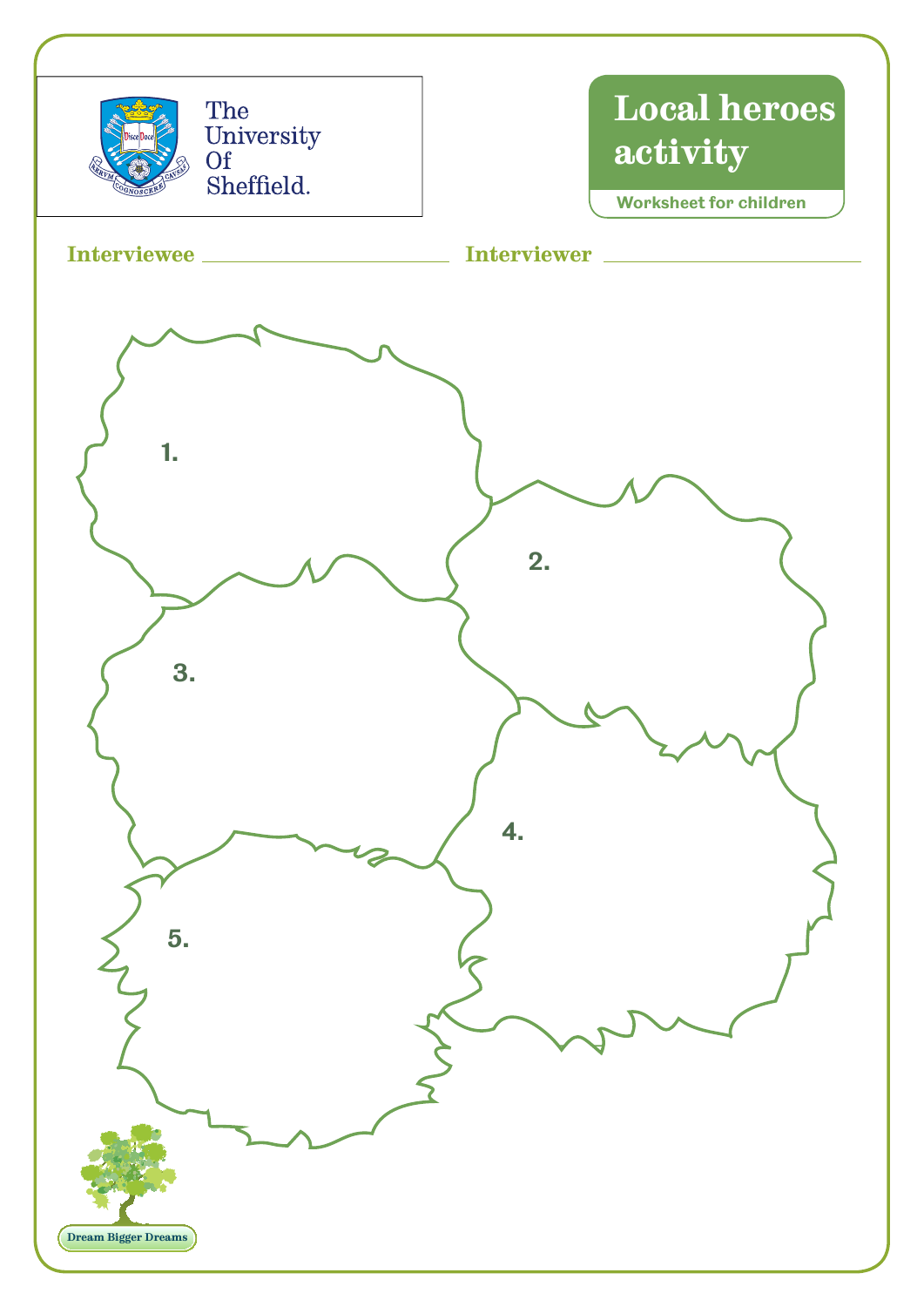The University Of Sheffield.

# Local heroes activity

**Worksheet for children**

**Interviewee** ______________________ **Interviewer** ______________________

1.

2.

3.

4.

5.

Dream Bigger Dreams